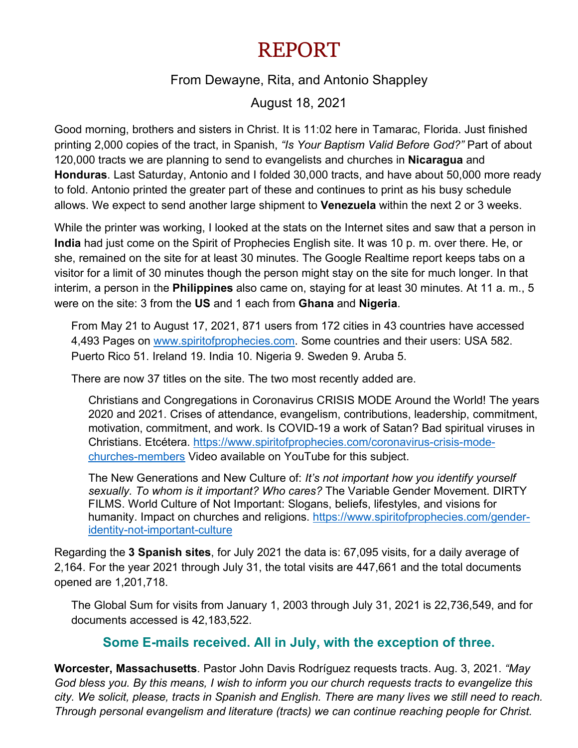# REPORT

From Dewayne, Rita, and Antonio Shappley

August 18, 2021

Good morning, brothers and sisters in Christ. It is 11:02 here in Tamarac, Florida. Just finished printing 2,000 copies of the tract, in Spanish, *"Is Your Baptism Valid Before God?"* Part of about 120,000 tracts we are planning to send to evangelists and churches in **Nicaragua** and **Honduras**. Last Saturday, Antonio and I folded 30,000 tracts, and have about 50,000 more ready to fold. Antonio printed the greater part of these and continues to print as his busy schedule allows. We expect to send another large shipment to **Venezuela** within the next 2 or 3 weeks.

While the printer was working, I looked at the stats on the Internet sites and saw that a person in **India** had just come on the Spirit of Prophecies English site. It was 10 p. m. over there. He, or she, remained on the site for at least 30 minutes. The Google Realtime report keeps tabs on a visitor for a limit of 30 minutes though the person might stay on the site for much longer. In that interim, a person in the **Philippines** also came on, staying for at least 30 minutes. At 11 a. m., 5 were on the site: 3 from the **US** and 1 each from **Ghana** and **Nigeria**.

From May 21 to August 17, 2021, 871 users from 172 cities in 43 countries have accessed 4,493 Pages on www.spiritofprophecies.com. Some countries and their users: USA 582. Puerto Rico 51. Ireland 19. India 10. Nigeria 9. Sweden 9. Aruba 5.

There are now 37 titles on the site. The two most recently added are.

Christians and Congregations in Coronavirus CRISIS MODE Around the World! The years 2020 and 2021. Crises of attendance, evangelism, contributions, leadership, commitment, motivation, commitment, and work. Is COVID-19 a work of Satan? Bad spiritual viruses in Christians. Etcétera. https://www.spiritofprophecies.com/coronavirus-crisis-mode-churches-members Video available on YouTube for this subject.

The New Generations and New Culture of: *It's not important how you identify yourself sexually. To whom is it important? Who cares?* The Variable Gender Movement. DIRTY FILMS. World Culture of Not Important: Slogans, beliefs, lifestyles, and visions for humanity. Impact on churches and religions. https://www.spiritofprophecies.com/gender-identity-not-important-culture

Regarding the **3 Spanish sites**, for July 2021 the data is: 67,095 visits, for a daily average of 2,164. For the year 2021 through July 31, the total visits are 447,661 and the total documents opened are 1,201,718.

The Global Sum for visits from January 1, 2003 through July 31, 2021 is 22,736,549, and for documents accessed is 42,183,522.

### Some E-mails received. All in July, with the exception of three.

**Worcester, Massachusetts**. Pastor John Davis Rodríguez requests tracts. Aug. 3, 2021. *"May God bless you. By this means, I wish to inform you our church requests tracts to evangelize this city. We solicit, please, tracts in Spanish and English. There are many lives we still need to reach. Through personal evangelism and literature (tracts) we can continue reaching people for Christ.*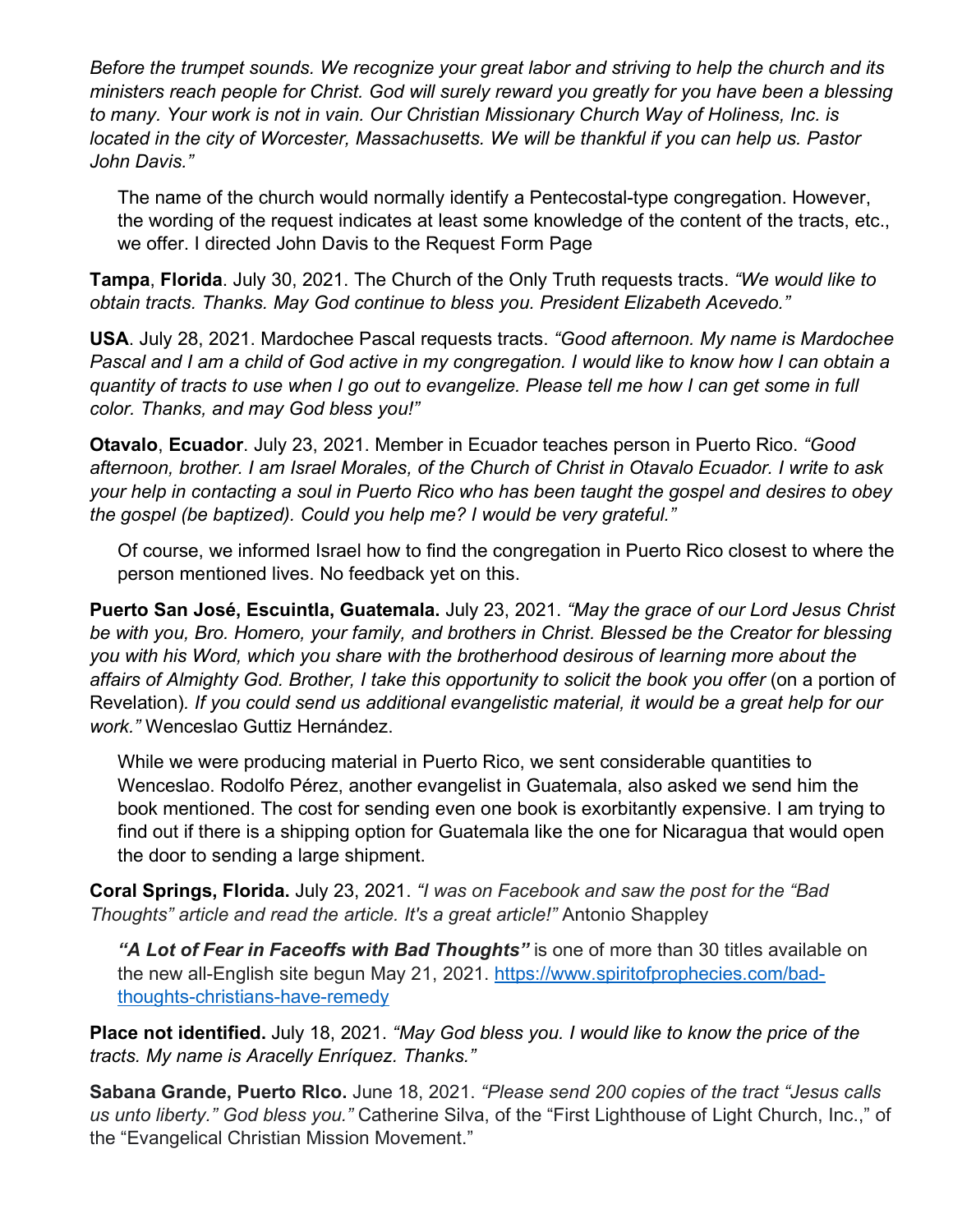*Before the trumpet sounds. We recognize your great labor and striving to help the church and its ministers reach people for Christ. God will surely reward you greatly for you have been a blessing to many. Your work is not in vain. Our Christian Missionary Church Way of Holiness, Inc. is located in the city of Worcester, Massachusetts. We will be thankful if you can help us. Pastor John Davis."*

> The name of the church would normally identify a Pentecostal-type congregation. However, the wording of the request indicates at least some knowledge of the content of the tracts, etc., we offer. I directed John Davis to the Request Form Page

**Tampa**, **Florida**. July 30, 2021. The Church of the Only Truth requests tracts. *"We would like to obtain tracts. Thanks. May God continue to bless you. President Elizabeth Acevedo."*

**USA**. July 28, 2021. Mardochee Pascal requests tracts. *"Good afternoon. My name is Mardochee Pascal and I am a child of God active in my congregation. I would like to know how I can obtain a quantity of tracts to use when I go out to evangelize. Please tell me how I can get some in full color. Thanks, and may God bless you!"*

**Otavalo**, **Ecuador**. July 23, 2021. Member in Ecuador teaches person in Puerto Rico. *"Good afternoon, brother. I am Israel Morales, of the Church of Christ in Otavalo Ecuador. I write to ask your help in contacting a soul in Puerto Rico who has been taught the gospel and desires to obey the gospel (be baptized). Could you help me? I would be very grateful."*

> Of course, we informed Israel how to find the congregation in Puerto Rico closest to where the person mentioned lives. No feedback yet on this.

**Puerto San José, Escuintla, Guatemala.** July 23, 2021. *"May the grace of our Lord Jesus Christ be with you, Bro. Homero, your family, and brothers in Christ. Blessed be the Creator for blessing you with his Word, which you share with the brotherhood desirous of learning more about the affairs of Almighty God. Brother, I take this opportunity to solicit the book you offer* (on a portion of Revelation)*. If you could send us additional evangelistic material, it would be a great help for our work."* Wenceslao Guttiz Hernández.

> While we were producing material in Puerto Rico, we sent considerable quantities to Wenceslao. Rodolfo Pérez, another evangelist in Guatemala, also asked we send him the book mentioned. The cost for sending even one book is exorbitantly expensive. I am trying to find out if there is a shipping option for Guatemala like the one for Nicaragua that would open the door to sending a large shipment.

**Coral Springs, Florida.** July 23, 2021. *"I was on Facebook and saw the post for the "Bad Thoughts" article and read the article. It's a great article!"* Antonio Shappley

> ***"A Lot of Fear in Faceoffs with Bad Thoughts"*** is one of more than 30 titles available on the new all-English site begun May 21, 2021. [https://www.spiritofprophecies.com/bad-thoughts-christians-have-remedy](https://www.spiritofprophecies.com/bad-thoughts-christians-have-remedy)

**Place not identified.** July 18, 2021. *"May God bless you. I would like to know the price of the tracts. My name is Aracelly Enríquez. Thanks."*

**Sabana Grande, Puerto RIco.** June 18, 2021. *"Please send 200 copies of the tract "Jesus calls us unto liberty." God bless you."* Catherine Silva, of the "First Lighthouse of Light Church, Inc.," of the "Evangelical Christian Mission Movement."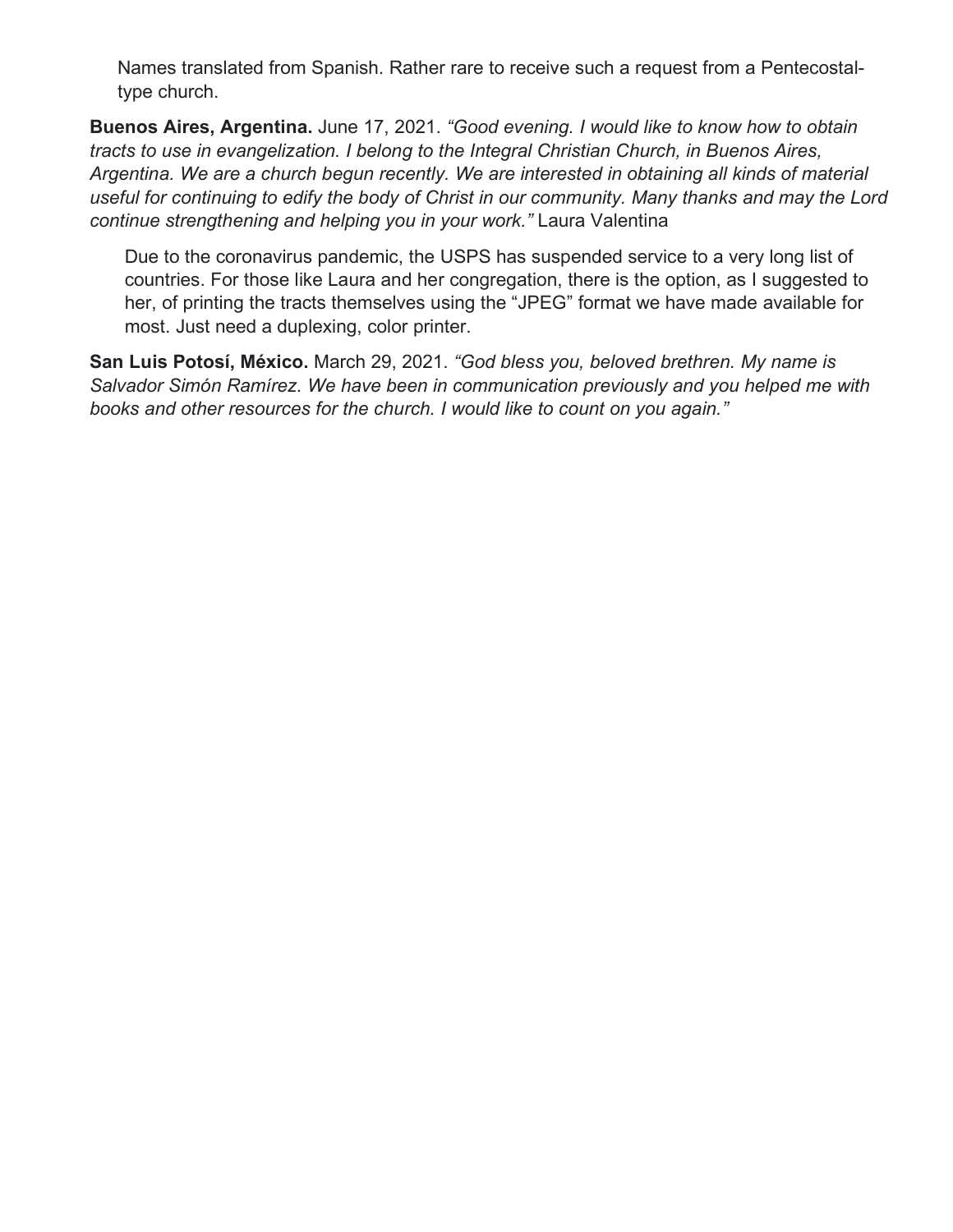Names translated from Spanish. Rather rare to receive such a request from a Pentecostal-type church.

**Buenos Aires, Argentina.** June 17, 2021. *"Good evening. I would like to know how to obtain tracts to use in evangelization. I belong to the Integral Christian Church, in Buenos Aires, Argentina. We are a church begun recently. We are interested in obtaining all kinds of material useful for continuing to edify the body of Christ in our community. Many thanks and may the Lord continue strengthening and helping you in your work."* Laura Valentina

Due to the coronavirus pandemic, the USPS has suspended service to a very long list of countries. For those like Laura and her congregation, there is the option, as I suggested to her, of printing the tracts themselves using the "JPEG" format we have made available for most. Just need a duplexing, color printer.

**San Luis Potosí, México.** March 29, 2021. *"God bless you, beloved brethren. My name is Salvador Simón Ramírez. We have been in communication previously and you helped me with books and other resources for the church. I would like to count on you again."*